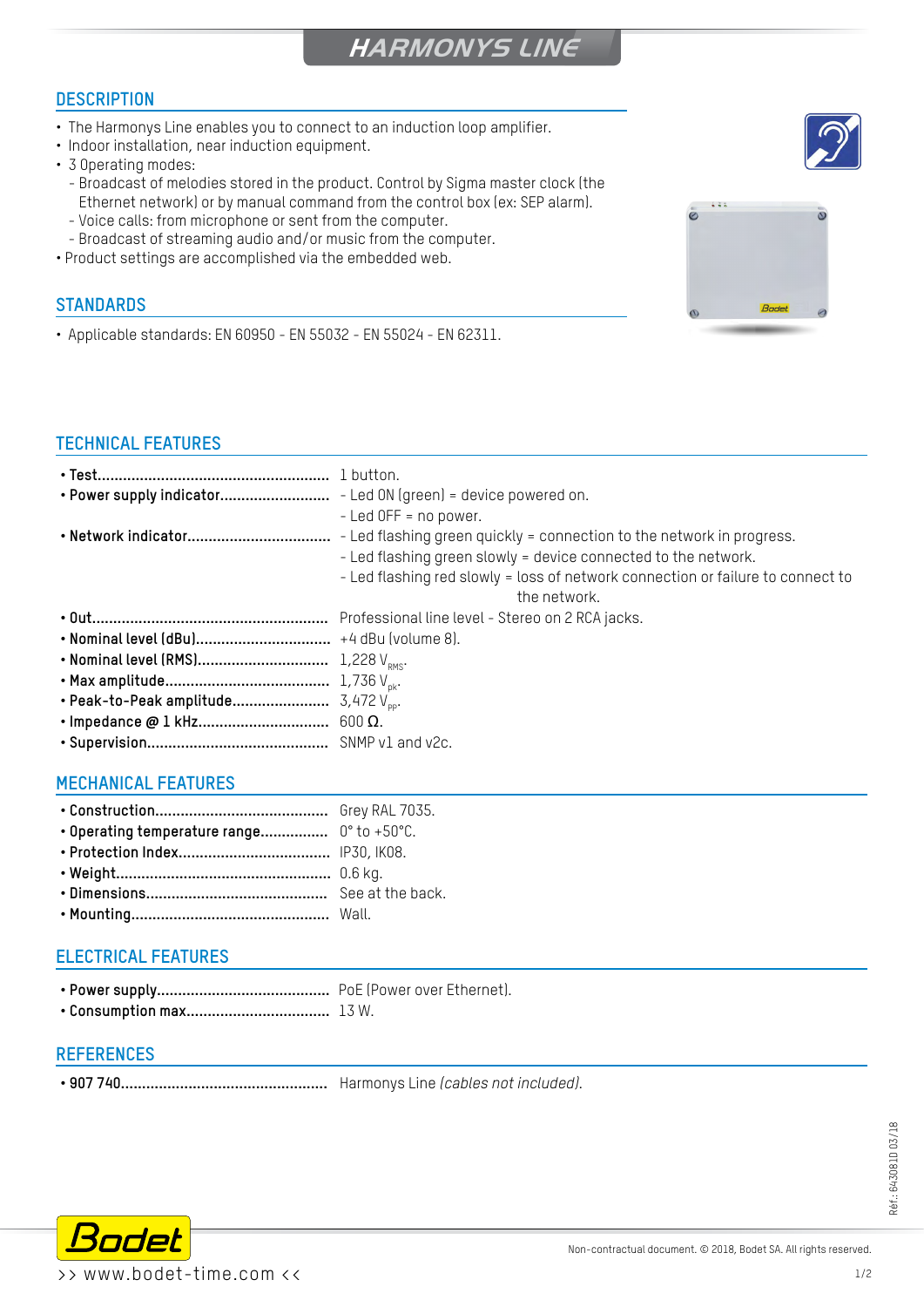# HARMONYS LINE

## DESCRIPTION

- The Harmonys Line enables you to connect to an induction loop amplifier.
- Indoor installation, near induction equipment.
- 3 Operating modes:
  - Broadcast of melodies stored in the product. Control by Sigma master clock (the Ethernet network) or by manual command from the control box (ex: SEP alarm).
  - Voice calls: from microphone or sent from the computer.
  - Broadcast of streaming audio and/or music from the computer.
- Product settings are accomplished via the embedded web.

## STANDARDS

- Applicable standards: EN 60950 - EN 55032 - EN 55024 - EN 62311.

## TECHNICAL FEATURES

- **Test**...................................................... 1 button.
- **Power supply indicator**.......................... - Led ON (green) = device powered on.
  - Led OFF = no power.
- **Network indicator**.................................. - Led flashing green quickly = connection to the network in progress.
  - Led flashing green slowly = device connected to the network.
  - Led flashing red slowly = loss of network connection or failure to connect to the network.
- **Out**....................................................... Professional line level - Stereo on 2 RCA jacks.
- **Nominal level (dBu)**................................ +4 dBu (volume 8).
- **Nominal level (RMS)**.............................. 1,228 $V_{RMS}$.
- **Max amplitude**...................................... 1,736 $V_{pk}$.
- **Peak-to-Peak amplitude**....................... 3,472 $V_{pp}$.
- **Impedance @ 1 kHz**.............................. 600 Ω.
- **Supervision**.......................................... SNMP v1 and v2c.

## MECHANICAL FEATURES

- **Construction**......................................... Grey RAL 7035.
- **Operating temperature range**................ 0° to +50°C.
- **Protection Index**................................... IP30, IK08.
- **Weight**.................................................. 0.6 kg.
- **Dimensions**.......................................... See at the back.
- **Mounting**.............................................. Wall.

## ELECTRICAL FEATURES

- **Power supply**......................................... PoE (Power over Ethernet).
- **Consumption max**.................................. 13 W.

## REFERENCES

- **907 740**................................................ Harmonys Line *(cables not included)*.

Réf.: 643081D 03/18

Non-contractual document. © 2018, Bodet SA. All rights reserved.

>> www.bodet-time.com <<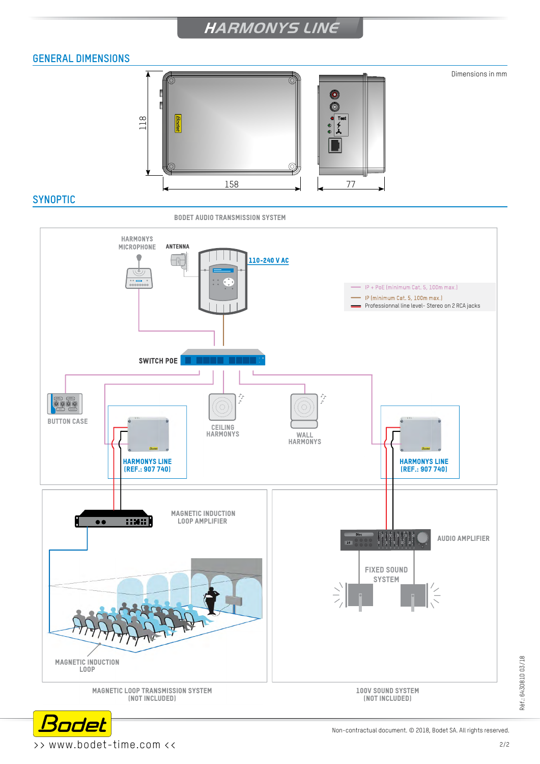# HARMONYS LINE

## GENERAL DIMENSIONS

Dimensions in mm

118

158

77

## SYNOPTIC

BODET AUDIO TRANSMISSION SYSTEM

HARMONYS MICROPHONE

ANTENNA

110-240 V AC

IP + PoE (minimum Cat. 5, 100m max.)

IP (minimum Cat. 5, 100m max.)

Professionnal line level- Stereo on 2 RCA jacks

SWITCH POE

BUTTON CASE

CEILING HARMONYS

WALL HARMONYS

HARMONYS LINE (REF.: 907 740)

HARMONYS LINE (REF.: 907 740)

MAGNETIC INDUCTION LOOP AMPLIFIER

AUDIO AMPLIFIER

FIXED SOUND SYSTEM

MAGNETIC INDUCTION LOOP

MAGNETIC LOOP TRANSMISSION SYSTEM (NOT INCLUDED)

100V SOUND SYSTEM (NOT INCLUDED)

Réf.: 643081D 03/18

Non-contractual document. © 2018, Bodet SA. All rights reserved.

>> www.bodet-time.com <<